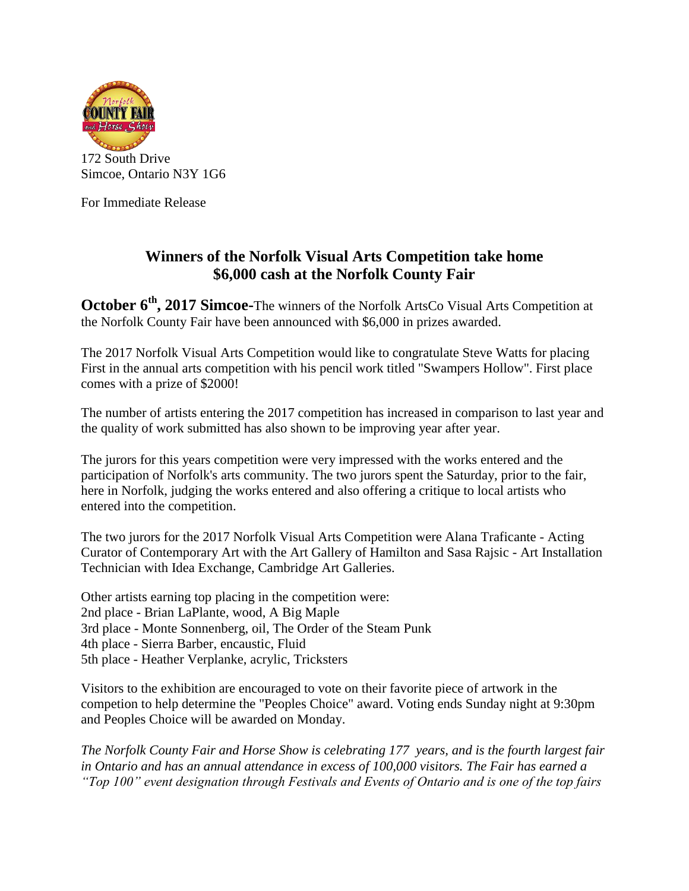172 South Drive
Simcoe, Ontario N3Y 1G6

For Immediate Release

## Winners of the Norfolk Visual Arts Competition take home $6,000 cash at the Norfolk County Fair

**October 6th, 2017 Simcoe-**The winners of the Norfolk ArtsCo Visual Arts Competition at the Norfolk County Fair have been announced with $6,000 in prizes awarded.

The 2017 Norfolk Visual Arts Competition would like to congratulate Steve Watts for placing First in the annual arts competition with his pencil work titled "Swampers Hollow". First place comes with a prize of $2000!

The number of artists entering the 2017 competition has increased in comparison to last year and the quality of work submitted has also shown to be improving year after year.

The jurors for this years competition were very impressed with the works entered and the participation of Norfolk's arts community. The two jurors spent the Saturday, prior to the fair, here in Norfolk, judging the works entered and also offering a critique to local artists who entered into the competition.

The two jurors for the 2017 Norfolk Visual Arts Competition were Alana Traficante - Acting Curator of Contemporary Art with the Art Gallery of Hamilton and Sasa Rajsic - Art Installation Technician with Idea Exchange, Cambridge Art Galleries.

Other artists earning top placing in the competition were:
2nd place - Brian LaPlante, wood, A Big Maple
3rd place - Monte Sonnenberg, oil, The Order of the Steam Punk
4th place - Sierra Barber, encaustic, Fluid
5th place - Heather Verplanke, acrylic, Tricksters

Visitors to the exhibition are encouraged to vote on their favorite piece of artwork in the competion to help determine the "Peoples Choice" award. Voting ends Sunday night at 9:30pm and Peoples Choice will be awarded on Monday.

*The Norfolk County Fair and Horse Show is celebrating 177 years, and is the fourth largest fair in Ontario and has an annual attendance in excess of 100,000 visitors. The Fair has earned a "Top 100" event designation through Festivals and Events of Ontario and is one of the top fairs*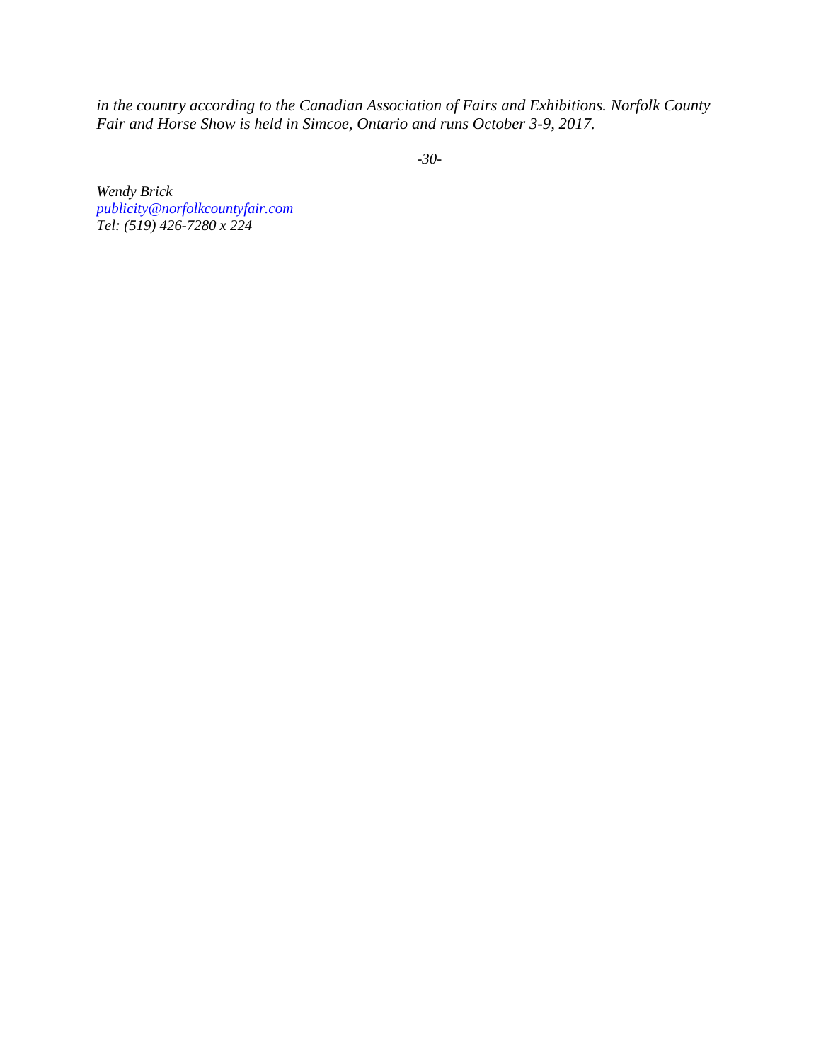*in the country according to the Canadian Association of Fairs and Exhibitions. Norfolk County Fair and Horse Show is held in Simcoe, Ontario and runs October 3-9, 2017.*

*-30-*

*Wendy Brick*
*publicity@norfolkcountyfair.com*
*Tel: (519) 426-7280 x 224*